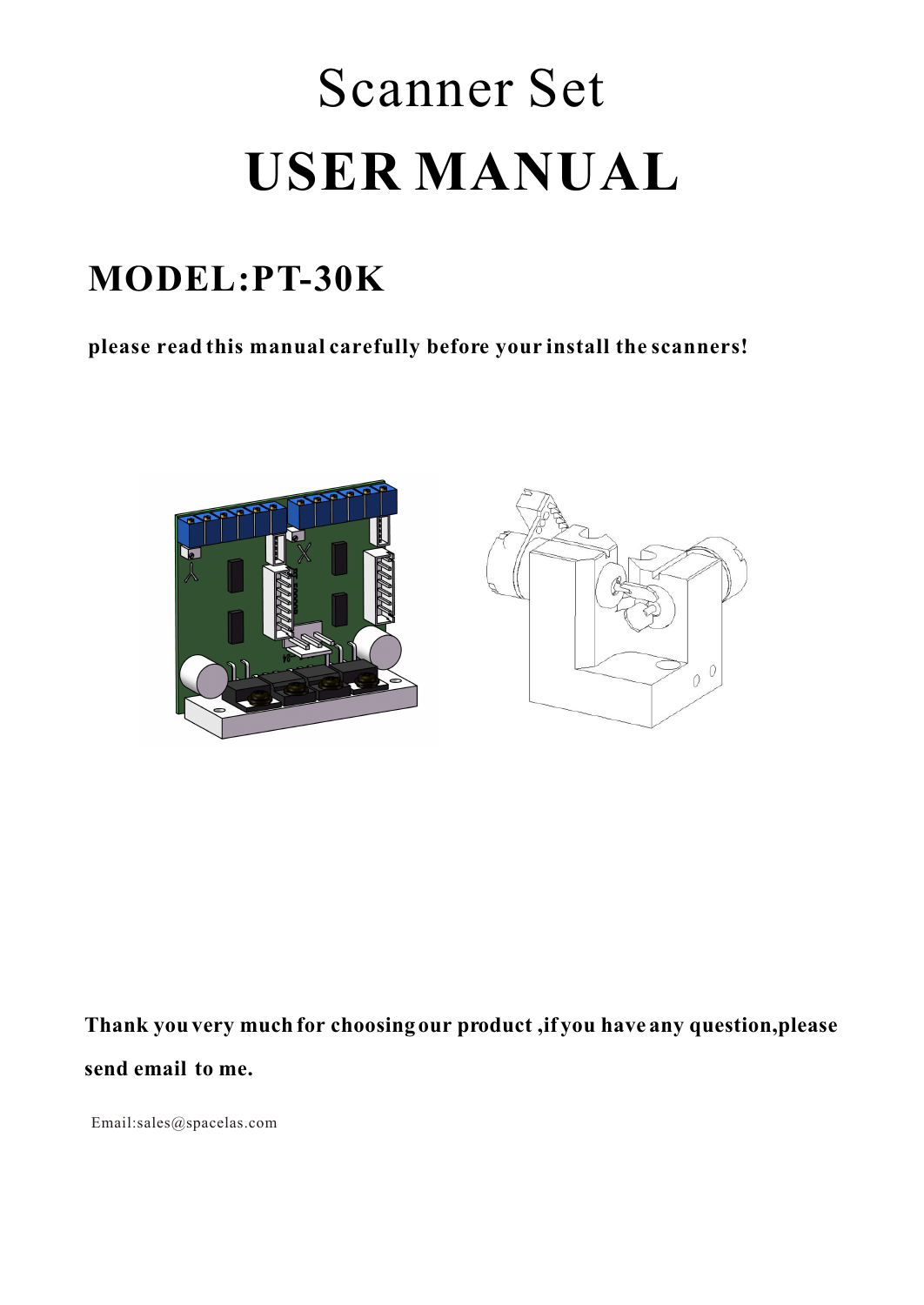# Scanner Set

# USER MANUAL

## MODEL:PT-30K

**please read this manual carefully before your install the scanners!**

**Thank you very much for choosing our product ,if you have any question,please send email to me.**

Email:sales@spacelas.com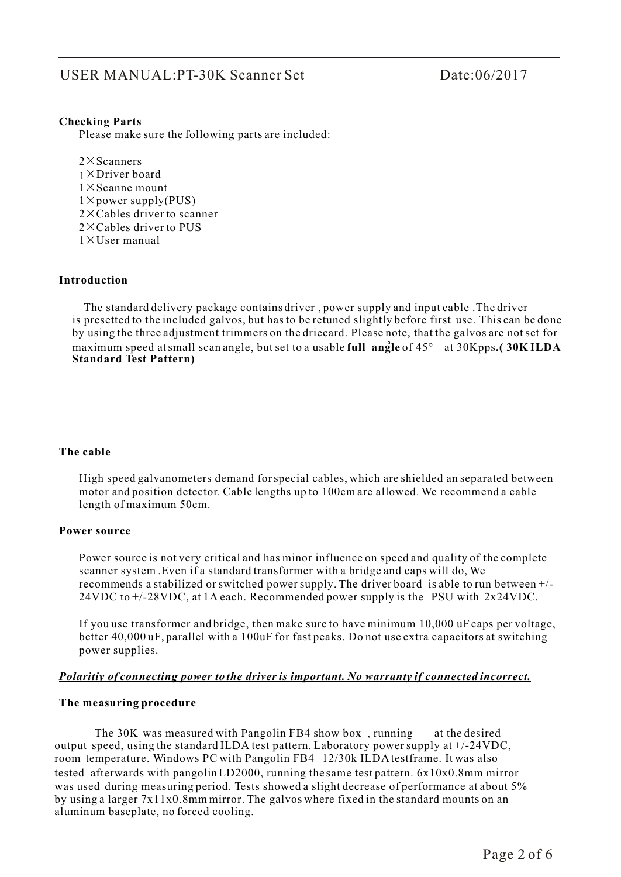**Checking Parts**

Please make sure the following parts are included:

2×Scanners
1×Driver board
1×Scanne mount
1×power supply(PUS)
2×Cables driver to scanner
2×Cables driver to PUS
1×User manual

**Introduction**

The standard delivery package contains driver , power supply and input cable .The driver is presetted to the included galvos, but has to be retuned slightly before first use. This can be done by using the three adjustment trimmers on the driecard. Please note, that the galvos are not set for maximum speed at small scan angle, but set to a usable **full angle** of 45° at 30Kpps**.( 30K ILDA Standard Test Pattern)**

**The cable**

High speed galvanometers demand for special cables, which are shielded an separated between motor and position detector. Cable lengths up to 100cm are allowed. We recommend a cable length of maximum 50cm.

**Power source**

Power source is not very critical and has minor influence on speed and quality of the complete scanner system .Even if a standard transformer with a bridge and caps will do, We recommends a stabilized or switched power supply. The driver board is able to run between +/- 24VDC to +/-28VDC, at 1A each. Recommended power supply is the PSU with 2x24VDC.

If you use transformer and bridge, then make sure to have minimum 10,000 uF caps per voltage, better 40,000 uF, parallel with a 100uF for fast peaks. Do not use extra capacitors at switching power supplies.

***Polaritiy of connecting power to the driver is important. No warranty if connected incorrect.***

**The measuring procedure**

The 30K was measured with Pangolin FB4 show box , running at the desired output speed, using the standard ILDA test pattern. Laboratory power supply at +/-24VDC, room temperature. Windows PC with Pangolin FB4 12/30k ILDA testframe. It was also tested afterwards with pangolin LD2000, running the same test pattern. 6x10x0.8mm mirror was used during measuring period. Tests showed a slight decrease of performance at about 5% by using a larger 7x11x0.8mm mirror. The galvos where fixed in the standard mounts on an aluminum baseplate, no forced cooling.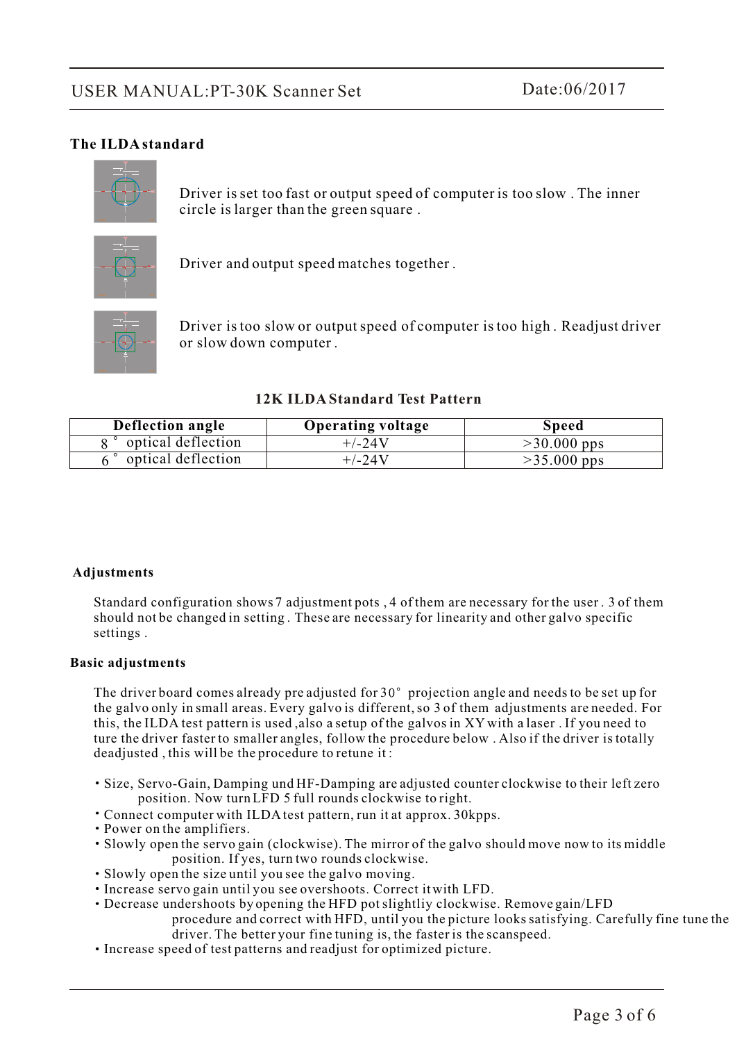## The ILDA standard

Driver is set too fast or output speed of computer is too slow . The inner circle is larger than the green square .

Driver and output speed matches together .

Driver is too slow or output speed of computer is too high . Readjust driver or slow down computer .

**12K ILDA Standard Test Pattern**

| Deflection angle | Operating voltage | Speed |
|---|---|---|
| 8° optical deflection | +/-24V | >30.000 pps |
| 6° optical deflection | +/-24V | >35.000 pps |

## Adjustments

Standard configuration shows 7 adjustment pots , 4 of them are necessary for the user . 3 of them should not be changed in setting . These are necessary for linearity and other galvo specific settings .

## Basic adjustments

The driver board comes already pre adjusted for 30° projection angle and needs to be set up for the galvo only in small areas. Every galvo is different, so 3 of them adjustments are needed. For this, the ILDA test pattern is used ,also a setup of the galvos in XY with a laser . If you need to ture the driver faster to smaller angles, follow the procedure below . Also if the driver is totally deadjusted , this will be the procedure to retune it :

- Size, Servo-Gain, Damping und HF-Damping are adjusted counter clockwise to their left zero position. Now turn LFD 5 full rounds clockwise to right.
- Connect computer with ILDA test pattern, run it at approx. 30kpps.
- Power on the amplifiers.
- Slowly open the servo gain (clockwise). The mirror of the galvo should move now to its middle position. If yes, turn two rounds clockwise.
- Slowly open the size until you see the galvo moving.
- Increase servo gain until you see overshoots. Correct it with LFD.
- Decrease undershoots by opening the HFD pot slightliy clockwise. Remove gain/LFD procedure and correct with HFD, until you the picture looks satisfying. Carefully fine tune the driver. The better your fine tuning is, the faster is the scanspeed.
- Increase speed of test patterns and readjust for optimized picture.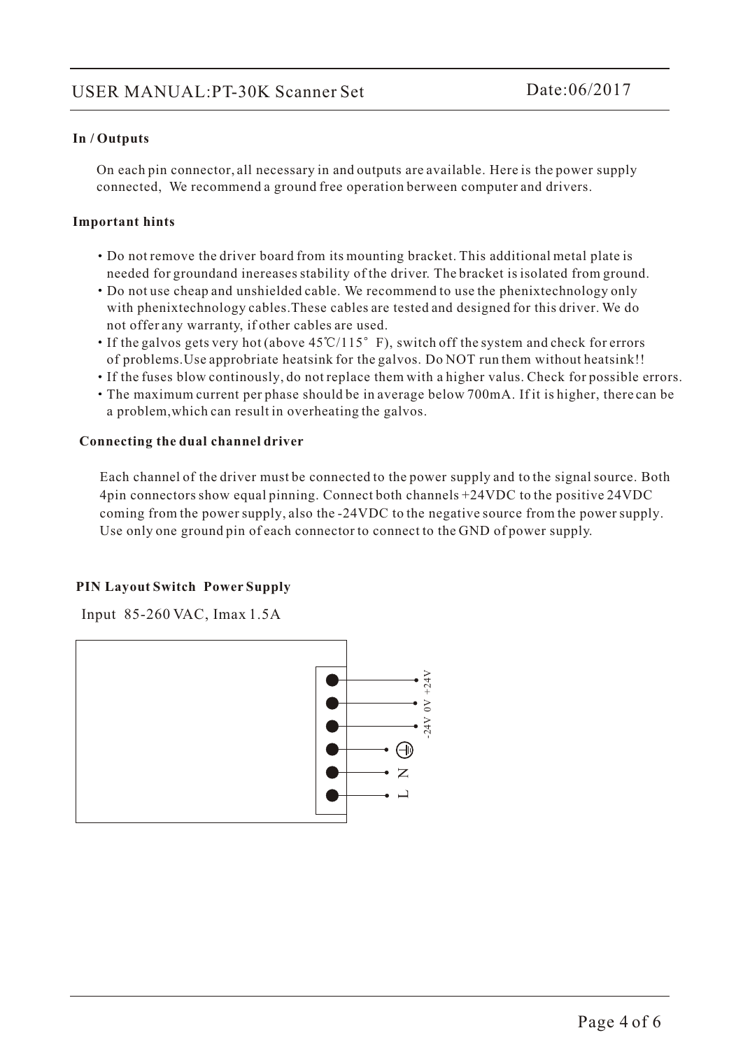### In / Outputs

On each pin connector, all necessary in and outputs are available. Here is the power supply connected, We recommend a ground free operation berween computer and drivers.

### Important hints

- Do not remove the driver board from its mounting bracket. This additional metal plate is needed for groundand inereases stability of the driver. The bracket is isolated from ground.
- Do not use cheap and unshielded cable. We recommend to use the phenixtechnology only with phenixtechnology cables.These cables are tested and designed for this driver. We do not offer any warranty, if other cables are used.
- If the galvos gets very hot (above 45℃/115° F), switch off the system and check for errors of problems.Use approbriate heatsink for the galvos. Do NOT run them without heatsink!!
- If the fuses blow continously, do not replace them with a higher valus. Check for possible errors.
- The maximum current per phase should be in average below 700mA. If it is higher, there can be a problem,which can result in overheating the galvos.

### Connecting the dual channel driver

Each channel of the driver must be connected to the power supply and to the signal source. Both 4pin connectors show equal pinning. Connect both channels +24VDC to the positive 24VDC coming from the power supply, also the -24VDC to the negative source from the power supply. Use only one ground pin of each connector to connect to the GND of power supply.

### PIN Layout Switch Power Supply

Input 85-260 VAC, Imax 1.5A

+24V
0V
-24V
⏚
N
L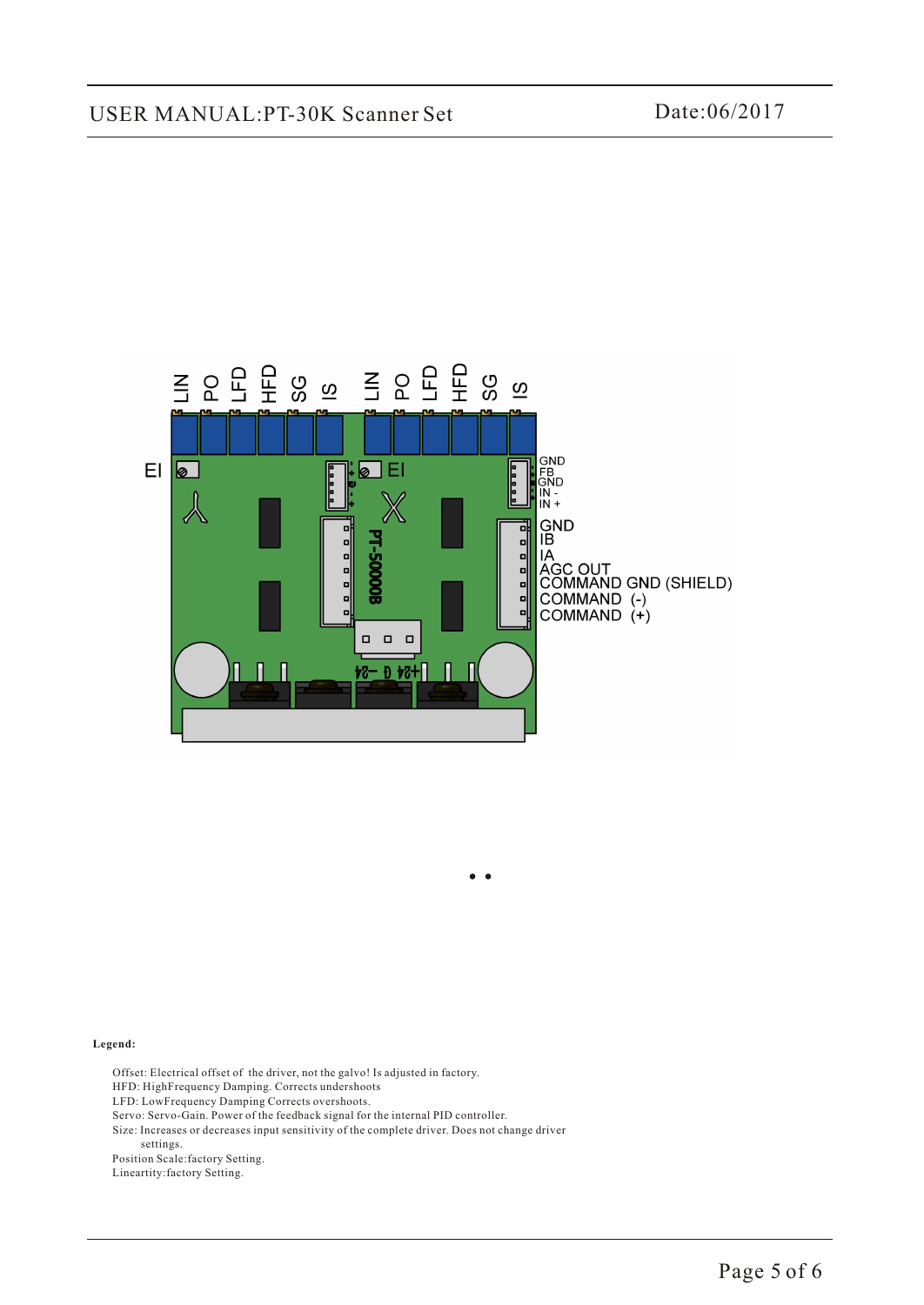LIN PO LFD HFD SG IS LIN PO LFD HFD SG IS

EI EI

GND
FB
GND
IN -
IN +

PT-50000B

GND
IB
IA
AGC OUT
COMMAND GND (SHIELD)
COMMAND (-)
COMMAND (+)

+24 G -24

**Legend:**

Offset: Electrical offset of the driver, not the galvo! Is adjusted in factory.
HFD: HighFrequency Damping. Corrects undershoots
LFD: LowFrequency Damping Corrects overshoots.
Servo: Servo-Gain. Power of the feedback signal for the internal PID controller.
Size: Increases or decreases input sensitivity of the complete driver. Does not change driver settings.
Position Scale:factory Setting.
Lineartity:factory Setting.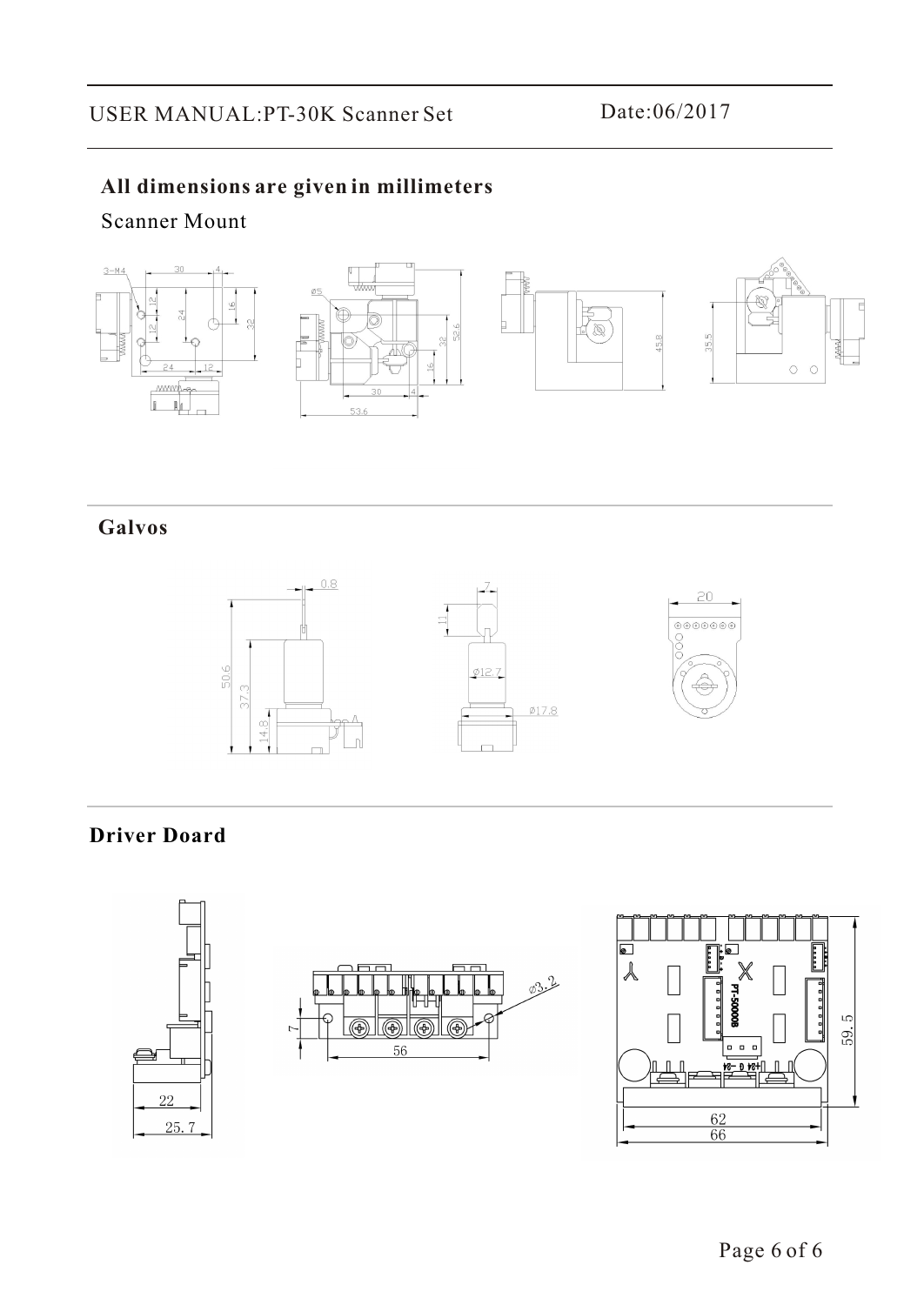**All dimensions are given in millimeters**

Scanner Mount

3-M4
30
4
12
24
12
16
32
24
12

Ø5
52.6
32
16
30
4
53.6

45.8

35.5

## Galvos

0.8
50.6
37.3
14.8

7
11
Ø12.7
Ø17.8

20

## Driver Doard

22
25.7

Ø3.2
7
56

PT-50000B
59.5
62
66